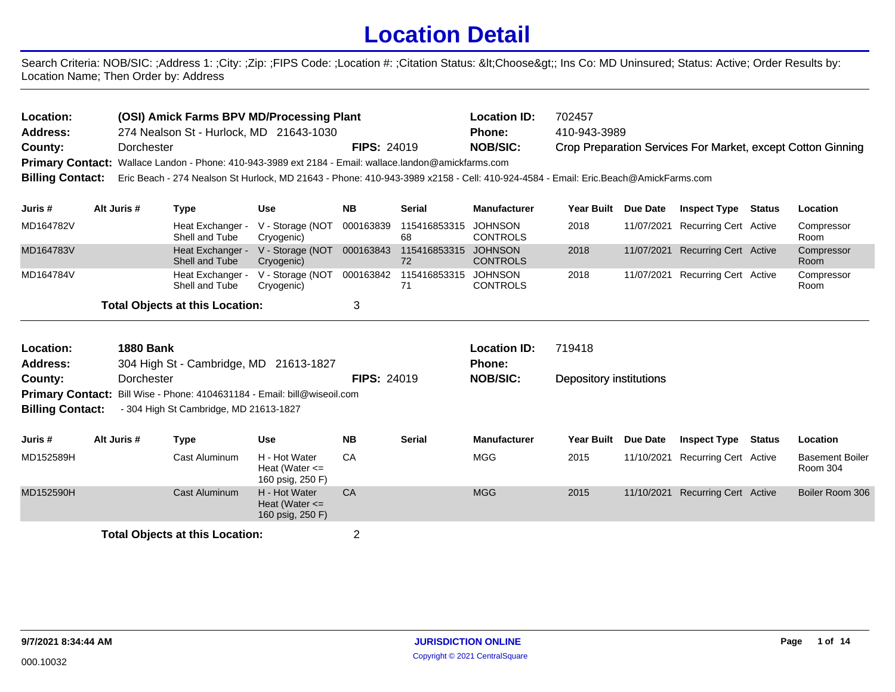# Location Detail

Search Criteria: NOB/SIC: ;Address 1: ;City: ;Zip: ;FIPS Code: ;Location #: ;Citation Status: &lt;Choose&gt;; Ins Co: MD Uninsured; Status: Active; Order Results by: Location Name; Then Order by: Address

---

**Location:** **(OSI) Amick Farms BPV MD/Processing Plant** | **Location ID:** 702457
**Address:** 274 Nealson St - Hurlock, MD 21643-1030 | **Phone:** 410-943-3989
**County:** Dorchester | **FIPS:** 24019 | **NOB/SIC:** Crop Preparation Services For Market, except Cotton Ginning
**Primary Contact:** Wallace Landon - Phone: 410-943-3989 ext 2184 - Email: wallace.landon@amickfarms.com
**Billing Contact:** Eric Beach - 274 Nealson St Hurlock, MD 21643 - Phone: 410-943-3989 x2158 - Cell: 410-924-4584 - Email: Eric.Beach@AmickFarms.com

| Juris # | Alt Juris # | Type | Use | NB | Serial | Manufacturer | Year Built | Due Date | Inspect Type | Status | Location |
|---|---|---|---|---|---|---|---|---|---|---|---|
| MD164782V | | Heat Exchanger - Shell and Tube | V - Storage (NOT Cryogenic) | 000163839 | 11541685331568 | JOHNSON CONTROLS | 2018 | 11/07/2021 | Recurring Cert | Active | Compressor Room |
| MD164783V | | Heat Exchanger - Shell and Tube | V - Storage (NOT Cryogenic) | 000163843 | 11541685331572 | JOHNSON CONTROLS | 2018 | 11/07/2021 | Recurring Cert | Active | Compressor Room |
| MD164784V | | Heat Exchanger - Shell and Tube | V - Storage (NOT Cryogenic) | 000163842 | 11541685331571 | JOHNSON CONTROLS | 2018 | 11/07/2021 | Recurring Cert | Active | Compressor Room |

**Total Objects at this Location:** 3

---

**Location:** **1880 Bank** | **Location ID:** 719418
**Address:** 304 High St - Cambridge, MD 21613-1827 | **Phone:**
**County:** Dorchester | **FIPS:** 24019 | **NOB/SIC:** Depository institutions
**Primary Contact:** Bill Wise - Phone: 4104631184 - Email: bill@wiseoil.com
**Billing Contact:** - 304 High St Cambridge, MD 21613-1827

| Juris # | Alt Juris # | Type | Use | NB | Serial | Manufacturer | Year Built | Due Date | Inspect Type | Status | Location |
|---|---|---|---|---|---|---|---|---|---|---|---|
| MD152589H | | Cast Aluminum | H - Hot Water Heat (Water <= 160 psig, 250 F) | CA | | MGG | 2015 | 11/10/2021 | Recurring Cert | Active | Basement Boiler Room 304 |
| MD152590H | | Cast Aluminum | H - Hot Water Heat (Water <= 160 psig, 250 F) | CA | | MGG | 2015 | 11/10/2021 | Recurring Cert | Active | Boiler Room 306 |

**Total Objects at this Location:** 2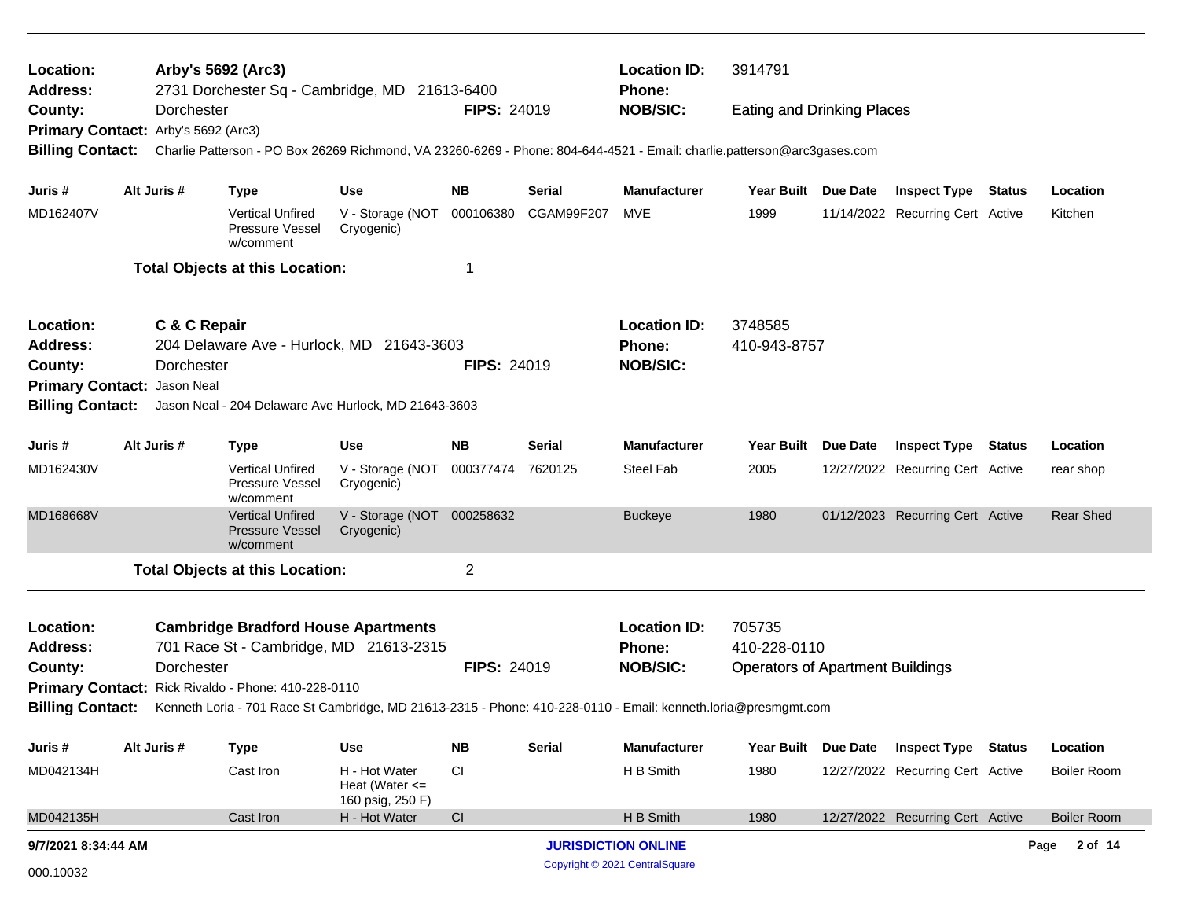**Location:** **Arby's 5692 (Arc3)** **Location ID:** 3914791
**Address:** 2731 Dorchester Sq - Cambridge, MD 21613-6400 **Phone:**
**County:** Dorchester **FIPS:** 24019 **NOB/SIC:** Eating and Drinking Places
**Primary Contact:** Arby's 5692 (Arc3)
**Billing Contact:** Charlie Patterson - PO Box 26269 Richmond, VA 23260-6269 - Phone: 804-644-4521 - Email: charlie.patterson@arc3gases.com

| Juris # | Alt Juris # | Type | Use | NB | Serial | Manufacturer | Year Built | Due Date | Inspect Type | Status | Location |
|---|---|---|---|---|---|---|---|---|---|---|---|
| MD162407V | | Vertical Unfired Pressure Vessel w/comment | V - Storage (NOT Cryogenic) | 000106380 | CGAM99F207 | MVE | 1999 | 11/14/2022 | Recurring Cert | Active | Kitchen |

**Total Objects at this Location:** 1

---

**Location:** **C & C Repair** **Location ID:** 3748585
**Address:** 204 Delaware Ave - Hurlock, MD 21643-3603 **Phone:** 410-943-8757
**County:** Dorchester **FIPS:** 24019 **NOB/SIC:**
**Primary Contact:** Jason Neal
**Billing Contact:** Jason Neal - 204 Delaware Ave Hurlock, MD 21643-3603

| Juris # | Alt Juris # | Type | Use | NB | Serial | Manufacturer | Year Built | Due Date | Inspect Type | Status | Location |
|---|---|---|---|---|---|---|---|---|---|---|---|
| MD162430V | | Vertical Unfired Pressure Vessel w/comment | V - Storage (NOT Cryogenic) | 000377474 | 7620125 | Steel Fab | 2005 | 12/27/2022 | Recurring Cert | Active | rear shop |
| MD168668V | | Vertical Unfired Pressure Vessel w/comment | V - Storage (NOT Cryogenic) | 000258632 | | Buckeye | 1980 | 01/12/2023 | Recurring Cert | Active | Rear Shed |

**Total Objects at this Location:** 2

---

**Location:** **Cambridge Bradford House Apartments** **Location ID:** 705735
**Address:** 701 Race St - Cambridge, MD 21613-2315 **Phone:** 410-228-0110
**County:** Dorchester **FIPS:** 24019 **NOB/SIC:** Operators of Apartment Buildings
**Primary Contact:** Rick Rivaldo - Phone: 410-228-0110
**Billing Contact:** Kenneth Loria - 701 Race St Cambridge, MD 21613-2315 - Phone: 410-228-0110 - Email: kenneth.loria@presmgmt.com

| Juris # | Alt Juris # | Type | Use | NB | Serial | Manufacturer | Year Built | Due Date | Inspect Type | Status | Location |
|---|---|---|---|---|---|---|---|---|---|---|---|
| MD042134H | | Cast Iron | H - Hot Water Heat (Water <= 160 psig, 250 F) | CI | | H B Smith | 1980 | 12/27/2022 | Recurring Cert | Active | Boiler Room |
| MD042135H | | Cast Iron | H - Hot Water | CI | | H B Smith | 1980 | 12/27/2022 | Recurring Cert | Active | Boiler Room |

9/7/2021 8:34:44 AM JURISDICTION ONLINE
000.10032 Copyright © 2021 CentralSquare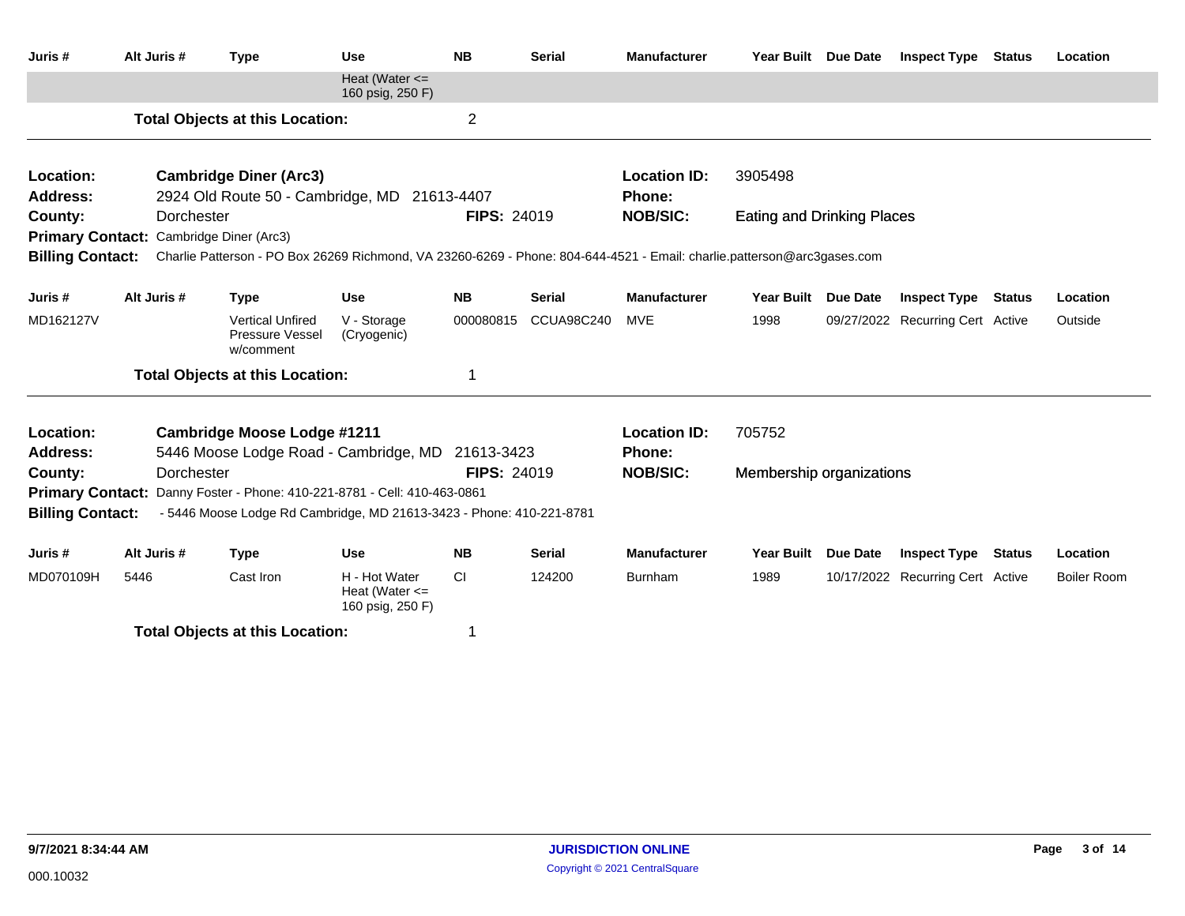| Juris # | Alt Juris # | Type | Use | NB | Serial | Manufacturer | Year Built | Due Date | Inspect Type | Status | Location |
|---|---|---|---|---|---|---|---|---|---|---|---|
| | | | Heat (Water <= 160 psig, 250 F) | | | | | | | | |

**Total Objects at this Location:** 2

---

**Location:** **Cambridge Diner (Arc3)**
**Address:** 2924 Old Route 50 - Cambridge, MD 21613-4407
**County:** Dorchester
**FIPS:** 24019
**Location ID:** 3905498
**Phone:**
**NOB/SIC:** Eating and Drinking Places
**Primary Contact:** Cambridge Diner (Arc3)
**Billing Contact:** Charlie Patterson - PO Box 26269 Richmond, VA 23260-6269 - Phone: 804-644-4521 - Email: charlie.patterson@arc3gases.com

| Juris # | Alt Juris # | Type | Use | NB | Serial | Manufacturer | Year Built | Due Date | Inspect Type | Status | Location |
|---|---|---|---|---|---|---|---|---|---|---|---|
| MD162127V | | Vertical Unfired Pressure Vessel w/comment | V - Storage (Cryogenic) | 000080815 | CCUA98C240 | MVE | 1998 | 09/27/2022 | Recurring Cert | Active | Outside |

**Total Objects at this Location:** 1

---

**Location:** **Cambridge Moose Lodge #1211**
**Address:** 5446 Moose Lodge Road - Cambridge, MD 21613-3423
**County:** Dorchester
**FIPS:** 24019
**Location ID:** 705752
**Phone:**
**NOB/SIC:** Membership organizations
**Primary Contact:** Danny Foster - Phone: 410-221-8781 - Cell: 410-463-0861
**Billing Contact:** - 5446 Moose Lodge Rd Cambridge, MD 21613-3423 - Phone: 410-221-8781

| Juris # | Alt Juris # | Type | Use | NB | Serial | Manufacturer | Year Built | Due Date | Inspect Type | Status | Location |
|---|---|---|---|---|---|---|---|---|---|---|---|
| MD070109H | 5446 | Cast Iron | H - Hot Water Heat (Water <= 160 psig, 250 F) | CI | 124200 | Burnham | 1989 | 10/17/2022 | Recurring Cert | Active | Boiler Room |

**Total Objects at this Location:** 1

9/7/2021 8:34:44 AM
000.10032
JURISDICTION ONLINE
Copyright © 2021 CentralSquare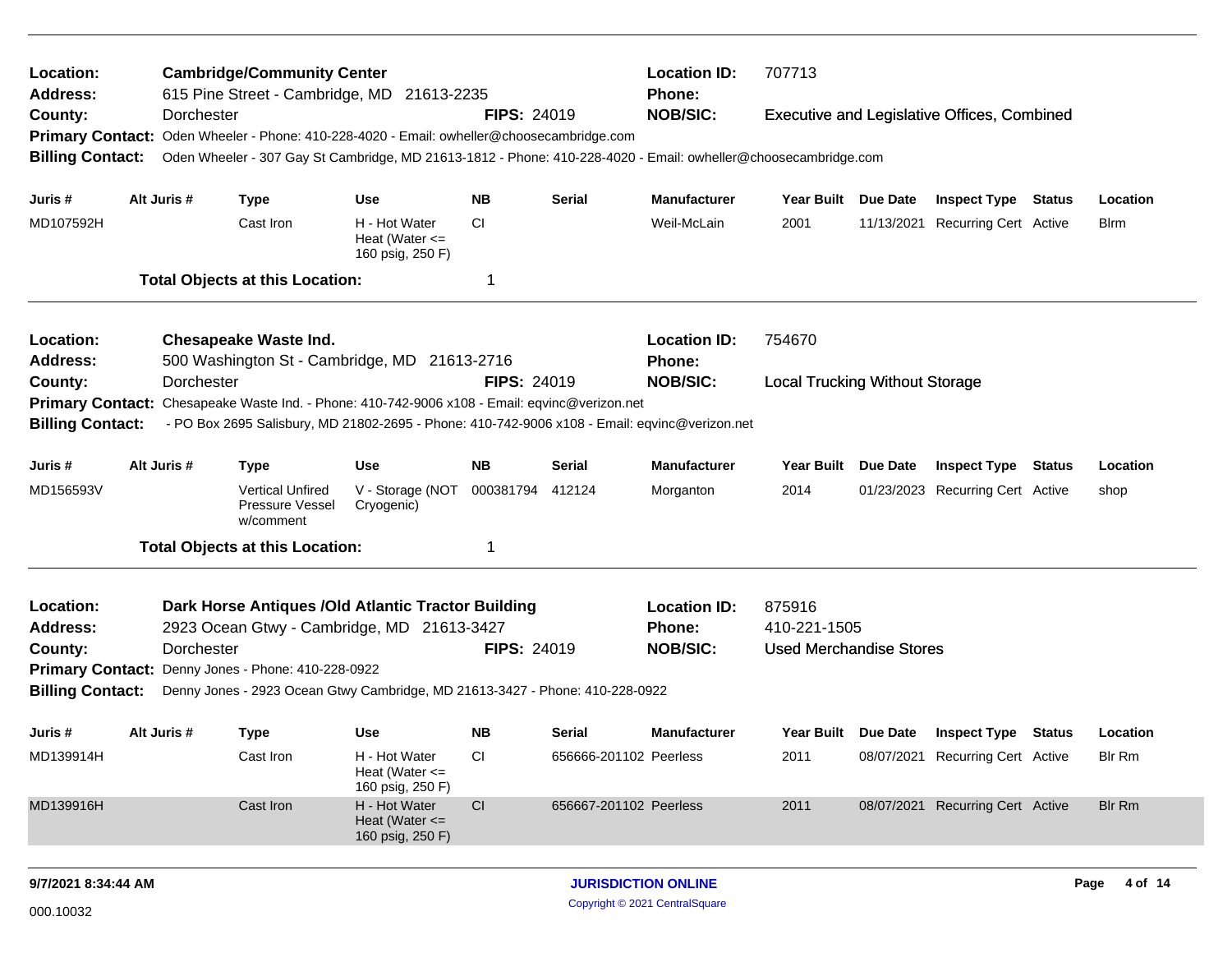**Location:** **Cambridge/Community Center** **Location ID:** 707713
**Address:** 615 Pine Street - Cambridge, MD 21613-2235 **Phone:**
**County:** Dorchester **FIPS:** 24019 **NOB/SIC:** Executive and Legislative Offices, Combined
**Primary Contact:** Oden Wheeler - Phone: 410-228-4020 - Email: owheller@choosecambridge.com
**Billing Contact:** Oden Wheeler - 307 Gay St Cambridge, MD 21613-1812 - Phone: 410-228-4020 - Email: owheller@choosecambridge.com

| Juris # | Alt Juris # | Type | Use | NB | Serial | Manufacturer | Year Built | Due Date | Inspect Type | Status | Location |
|---|---|---|---|---|---|---|---|---|---|---|---|
| MD107592H | | Cast Iron | H - Hot Water Heat (Water <= 160 psig, 250 F) | CI | | Weil-McLain | 2001 | 11/13/2021 | Recurring Cert | Active | Blrm |

**Total Objects at this Location:** 1

---

**Location:** **Chesapeake Waste Ind.** **Location ID:** 754670
**Address:** 500 Washington St - Cambridge, MD 21613-2716 **Phone:**
**County:** Dorchester **FIPS:** 24019 **NOB/SIC:** Local Trucking Without Storage
**Primary Contact:** Chesapeake Waste Ind. - Phone: 410-742-9006 x108 - Email: eqvinc@verizon.net
**Billing Contact:** - PO Box 2695 Salisbury, MD 21802-2695 - Phone: 410-742-9006 x108 - Email: eqvinc@verizon.net

| Juris # | Alt Juris # | Type | Use | NB | Serial | Manufacturer | Year Built | Due Date | Inspect Type | Status | Location |
|---|---|---|---|---|---|---|---|---|---|---|---|
| MD156593V | | Vertical Unfired Pressure Vessel w/comment | V - Storage (NOT Cryogenic) | 000381794 | 412124 | Morganton | 2014 | 01/23/2023 | Recurring Cert | Active | shop |

**Total Objects at this Location:** 1

---

**Location:** **Dark Horse Antiques /Old Atlantic Tractor Building** **Location ID:** 875916
**Address:** 2923 Ocean Gtwy - Cambridge, MD 21613-3427 **Phone:** 410-221-1505
**County:** Dorchester **FIPS:** 24019 **NOB/SIC:** Used Merchandise Stores
**Primary Contact:** Denny Jones - Phone: 410-228-0922
**Billing Contact:** Denny Jones - 2923 Ocean Gtwy Cambridge, MD 21613-3427 - Phone: 410-228-0922

| Juris # | Alt Juris # | Type | Use | NB | Serial | Manufacturer | Year Built | Due Date | Inspect Type | Status | Location |
|---|---|---|---|---|---|---|---|---|---|---|---|
| MD139914H | | Cast Iron | H - Hot Water Heat (Water <= 160 psig, 250 F) | CI | 656666-201102 | Peerless | 2011 | 08/07/2021 | Recurring Cert | Active | Blr Rm |
| MD139916H | | Cast Iron | H - Hot Water Heat (Water <= 160 psig, 250 F) | CI | 656667-201102 | Peerless | 2011 | 08/07/2021 | Recurring Cert | Active | Blr Rm |

9/7/2021 8:34:44 AM
000.10032
JURISDICTION ONLINE
Copyright © 2021 CentralSquare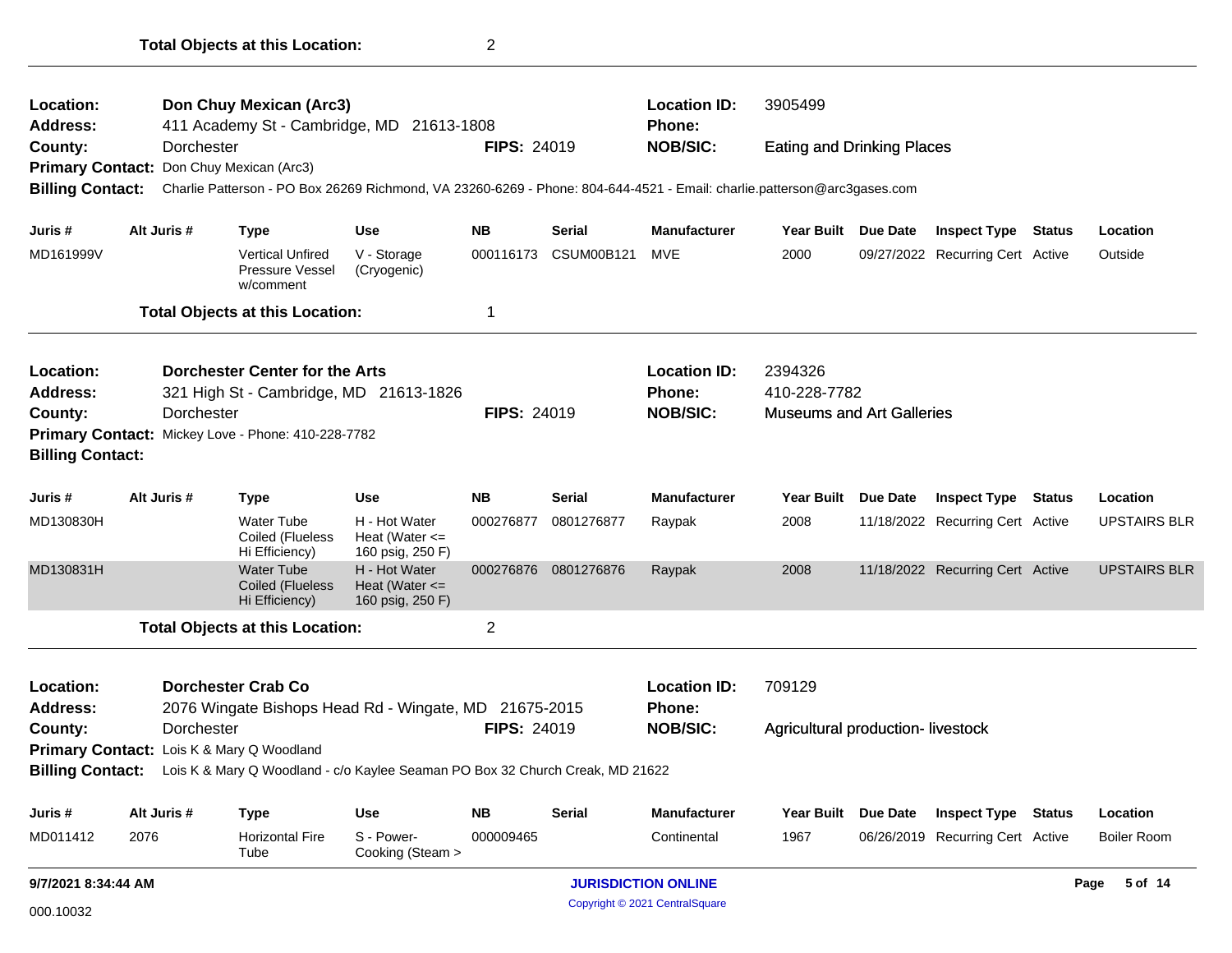**Total Objects at this Location:** 2

---

**Location:** Don Chuy Mexican (Arc3) **Location ID:** 3905499
**Address:** 411 Academy St - Cambridge, MD 21613-1808 **Phone:**
**County:** Dorchester **FIPS:** 24019 **NOB/SIC:** Eating and Drinking Places
**Primary Contact:** Don Chuy Mexican (Arc3)
**Billing Contact:** Charlie Patterson - PO Box 26269 Richmond, VA 23260-6269 - Phone: 804-644-4521 - Email: charlie.patterson@arc3gases.com

| Juris # | Alt Juris # | Type | Use | NB | Serial | Manufacturer | Year Built | Due Date | Inspect Type | Status | Location |
|---|---|---|---|---|---|---|---|---|---|---|---|
| MD161999V | | Vertical Unfired Pressure Vessel w/comment | V - Storage (Cryogenic) | 000116173 | CSUM00B121 | MVE | 2000 | 09/27/2022 | Recurring Cert | Active | Outside |

**Total Objects at this Location:** 1

---

**Location:** Dorchester Center for the Arts **Location ID:** 2394326
**Address:** 321 High St - Cambridge, MD 21613-1826 **Phone:** 410-228-7782
**County:** Dorchester **FIPS:** 24019 **NOB/SIC:** Museums and Art Galleries
**Primary Contact:** Mickey Love - Phone: 410-228-7782
**Billing Contact:**

| Juris # | Alt Juris # | Type | Use | NB | Serial | Manufacturer | Year Built | Due Date | Inspect Type | Status | Location |
|---|---|---|---|---|---|---|---|---|---|---|---|
| MD130830H | | Water Tube Coiled (Flueless Hi Efficiency) | H - Hot Water Heat (Water <= 160 psig, 250 F) | 000276877 | 0801276877 | Raypak | 2008 | 11/18/2022 | Recurring Cert | Active | UPSTAIRS BLR |
| MD130831H | | Water Tube Coiled (Flueless Hi Efficiency) | H - Hot Water Heat (Water <= 160 psig, 250 F) | 000276876 | 0801276876 | Raypak | 2008 | 11/18/2022 | Recurring Cert | Active | UPSTAIRS BLR |

**Total Objects at this Location:** 2

---

**Location:** Dorchester Crab Co **Location ID:** 709129
**Address:** 2076 Wingate Bishops Head Rd - Wingate, MD 21675-2015 **Phone:**
**County:** Dorchester **FIPS:** 24019 **NOB/SIC:** Agricultural production- livestock
**Primary Contact:** Lois K & Mary Q Woodland
**Billing Contact:** Lois K & Mary Q Woodland - c/o Kaylee Seaman PO Box 32 Church Creak, MD 21622

| Juris # | Alt Juris # | Type | Use | NB | Serial | Manufacturer | Year Built | Due Date | Inspect Type | Status | Location |
|---|---|---|---|---|---|---|---|---|---|---|---|
| MD011412 | 2076 | Horizontal Fire Tube | S - Power- Cooking (Steam > | 000009465 | | Continental | 1967 | 06/26/2019 | Recurring Cert | Active | Boiler Room |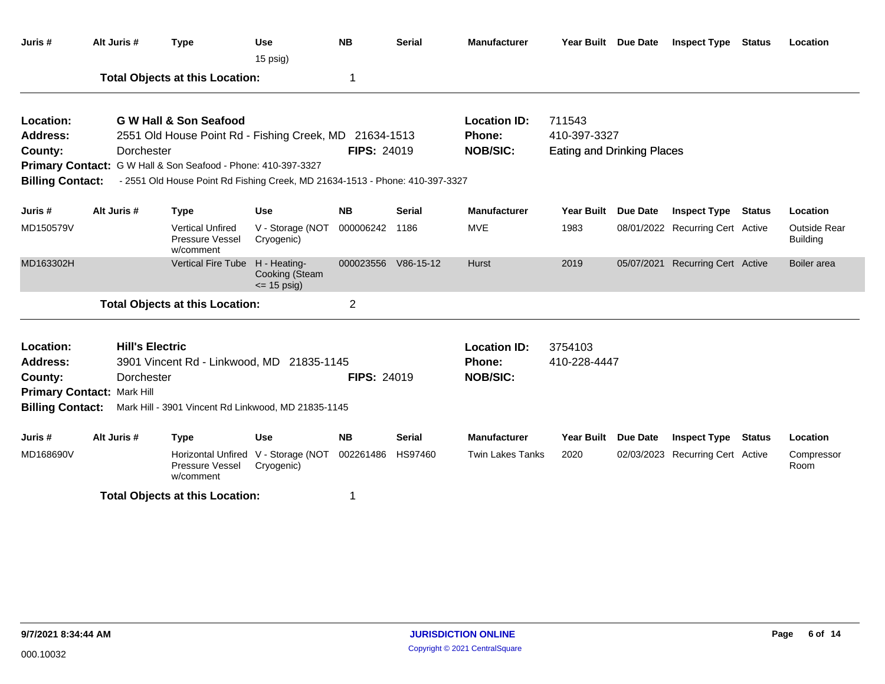| Juris # | Alt Juris # | Type | Use | NB | Serial | Manufacturer | Year Built | Due Date | Inspect Type | Status | Location |
|---|---|---|---|---|---|---|---|---|---|---|---|
| | | | 15 psig) | | | | | | | | |

**Total Objects at this Location:** 1

---

**Location:** G W Hall & Son Seafood
**Address:** 2551 Old House Point Rd - Fishing Creek, MD 21634-1513
**County:** Dorchester
**FIPS:** 24019
**Location ID:** 711543
**Phone:** 410-397-3327
**NOB/SIC:** Eating and Drinking Places
**Primary Contact:** G W Hall & Son Seafood - Phone: 410-397-3327
**Billing Contact:** - 2551 Old House Point Rd Fishing Creek, MD 21634-1513 - Phone: 410-397-3327

| Juris # | Alt Juris # | Type | Use | NB | Serial | Manufacturer | Year Built | Due Date | Inspect Type | Status | Location |
|---|---|---|---|---|---|---|---|---|---|---|---|
| MD150579V | | Vertical Unfired Pressure Vessel w/comment | V - Storage (NOT Cryogenic) | 000006242 | 1186 | MVE | 1983 | 08/01/2022 | Recurring Cert | Active | Outside Rear Building |
| MD163302H | | Vertical Fire Tube | H - Heating-Cooking (Steam <= 15 psig) | 000023556 | V86-15-12 | Hurst | 2019 | 05/07/2021 | Recurring Cert | Active | Boiler area |

**Total Objects at this Location:** 2

---

**Location:** Hill's Electric
**Address:** 3901 Vincent Rd - Linkwood, MD 21835-1145
**County:** Dorchester
**FIPS:** 24019
**Location ID:** 3754103
**Phone:** 410-228-4447
**NOB/SIC:**
**Primary Contact:** Mark Hill
**Billing Contact:** Mark Hill - 3901 Vincent Rd Linkwood, MD 21835-1145

| Juris # | Alt Juris # | Type | Use | NB | Serial | Manufacturer | Year Built | Due Date | Inspect Type | Status | Location |
|---|---|---|---|---|---|---|---|---|---|---|---|
| MD168690V | | Horizontal Unfired Pressure Vessel w/comment | V - Storage (NOT Cryogenic) | 002261486 | HS97460 | Twin Lakes Tanks | 2020 | 02/03/2023 | Recurring Cert | Active | Compressor Room |

**Total Objects at this Location:** 1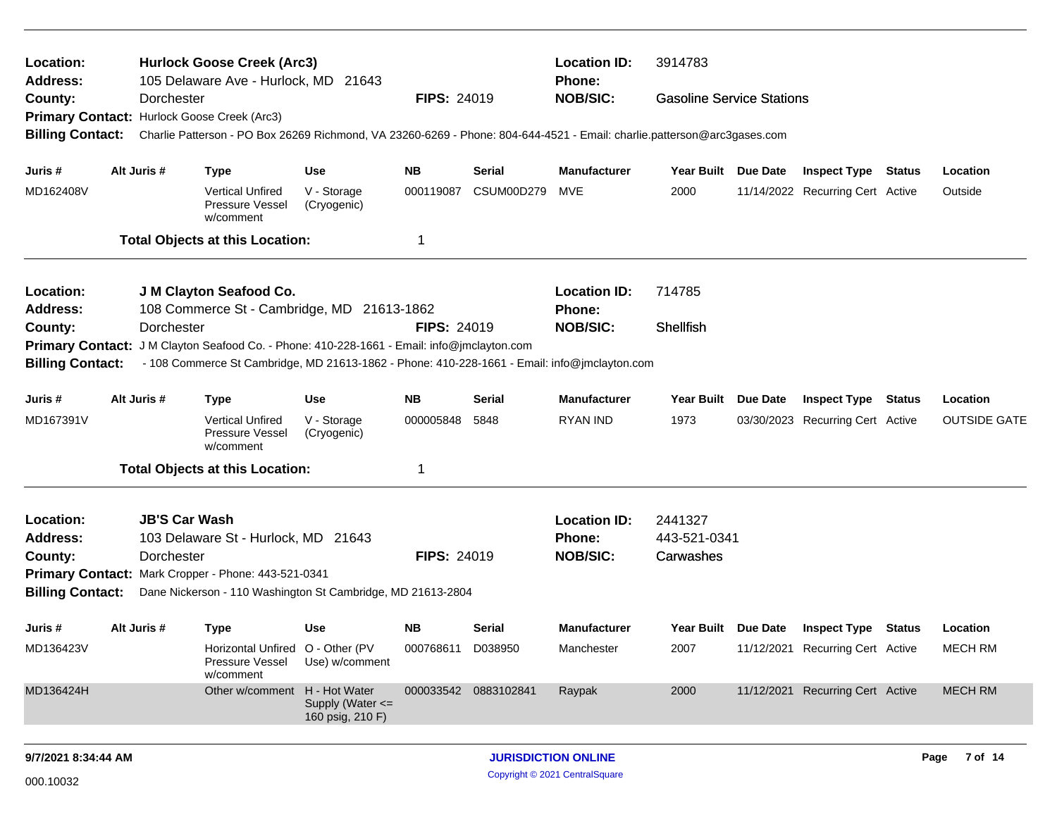| | | | | | |
|---|---|---|---|---|---|
| **Location:** | **Hurlock Goose Creek (Arc3)** | | **Location ID:** | 3914783 | |
| **Address:** | 105 Delaware Ave - Hurlock, MD 21643 | | **Phone:** | | |
| **County:** | Dorchester | **FIPS:** 24019 | **NOB/SIC:** | Gasoline Service Stations | |

**Primary Contact:** Hurlock Goose Creek (Arc3)

**Billing Contact:** Charlie Patterson - PO Box 26269 Richmond, VA 23260-6269 - Phone: 804-644-4521 - Email: charlie.patterson@arc3gases.com

| Juris # | Alt Juris # | Type | Use | NB | Serial | Manufacturer | Year Built | Due Date | Inspect Type | Status | Location |
|---|---|---|---|---|---|---|---|---|---|---|---|
| MD162408V | | Vertical Unfired Pressure Vessel w/comment | V - Storage (Cryogenic) | 000119087 | CSUM00D279 | MVE | 2000 | 11/14/2022 | Recurring Cert | Active | Outside |

**Total Objects at this Location:** 1

---

| | | | | | |
|---|---|---|---|---|---|
| **Location:** | **J M Clayton Seafood Co.** | | **Location ID:** | 714785 | |
| **Address:** | 108 Commerce St - Cambridge, MD 21613-1862 | | **Phone:** | | |
| **County:** | Dorchester | **FIPS:** 24019 | **NOB/SIC:** | Shellfish | |

**Primary Contact:** J M Clayton Seafood Co. - Phone: 410-228-1661 - Email: info@jmclayton.com

**Billing Contact:** - 108 Commerce St Cambridge, MD 21613-1862 - Phone: 410-228-1661 - Email: info@jmclayton.com

| Juris # | Alt Juris # | Type | Use | NB | Serial | Manufacturer | Year Built | Due Date | Inspect Type | Status | Location |
|---|---|---|---|---|---|---|---|---|---|---|---|
| MD167391V | | Vertical Unfired Pressure Vessel w/comment | V - Storage (Cryogenic) | 000005848 | 5848 | RYAN IND | 1973 | 03/30/2023 | Recurring Cert | Active | OUTSIDE GATE |

**Total Objects at this Location:** 1

---

| | | | | | |
|---|---|---|---|---|---|
| **Location:** | **JB'S Car Wash** | | **Location ID:** | 2441327 | |
| **Address:** | 103 Delaware St - Hurlock, MD 21643 | | **Phone:** | 443-521-0341 | |
| **County:** | Dorchester | **FIPS:** 24019 | **NOB/SIC:** | Carwashes | |

**Primary Contact:** Mark Cropper - Phone: 443-521-0341

**Billing Contact:** Dane Nickerson - 110 Washington St Cambridge, MD 21613-2804

| Juris # | Alt Juris # | Type | Use | NB | Serial | Manufacturer | Year Built | Due Date | Inspect Type | Status | Location |
|---|---|---|---|---|---|---|---|---|---|---|---|
| MD136423V | | Horizontal Unfired Pressure Vessel w/comment | O - Other (PV Use) w/comment | 000768611 | D038950 | Manchester | 2007 | 11/12/2021 | Recurring Cert | Active | MECH RM |
| MD136424H | | Other w/comment | H - Hot Water Supply (Water <= 160 psig, 210 F) | 000033542 | 0883102841 | Raypak | 2000 | 11/12/2021 | Recurring Cert | Active | MECH RM |

9/7/2021 8:34:44 AM

JURISDICTION ONLINE

Copyright © 2021 CentralSquare

000.10032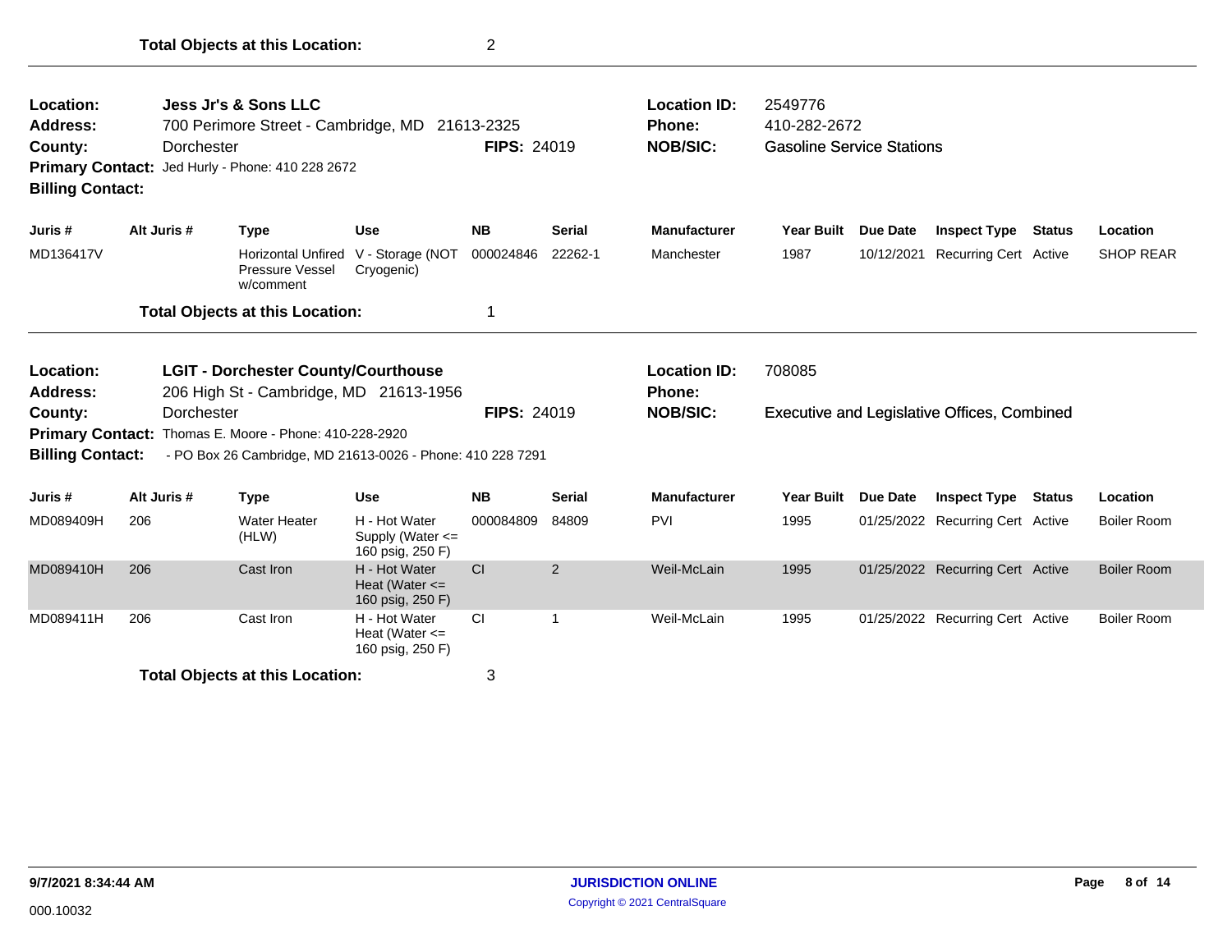**Total Objects at this Location:** 2

---

**Location:** Jess Jr's & Sons LLC
**Address:** 700 Perimore Street - Cambridge, MD 21613-2325
**County:** Dorchester **FIPS:** 24019
**Primary Contact:** Jed Hurly - Phone: 410 228 2672
**Billing Contact:**

**Location ID:** 2549776
**Phone:** 410-282-2672
**NOB/SIC:** Gasoline Service Stations

| Juris # | Alt Juris # | Type | Use | NB | Serial | Manufacturer | Year Built | Due Date | Inspect Type | Status | Location |
|---|---|---|---|---|---|---|---|---|---|---|---|
| MD136417V | | Horizontal Unfired Pressure Vessel w/comment | V - Storage (NOT Cryogenic) | 000024846 | 22262-1 | Manchester | 1987 | 10/12/2021 | Recurring Cert | Active | SHOP REAR |

**Total Objects at this Location:** 1

---

**Location:** LGIT - Dorchester County/Courthouse
**Address:** 206 High St - Cambridge, MD 21613-1956
**County:** Dorchester **FIPS:** 24019
**Primary Contact:** Thomas E. Moore - Phone: 410-228-2920
**Billing Contact:** - PO Box 26 Cambridge, MD 21613-0026 - Phone: 410 228 7291

**Location ID:** 708085
**Phone:**
**NOB/SIC:** Executive and Legislative Offices, Combined

| Juris # | Alt Juris # | Type | Use | NB | Serial | Manufacturer | Year Built | Due Date | Inspect Type | Status | Location |
|---|---|---|---|---|---|---|---|---|---|---|---|
| MD089409H | 206 | Water Heater (HLW) | H - Hot Water Supply (Water <= 160 psig, 250 F) | 000084809 | 84809 | PVI | 1995 | 01/25/2022 | Recurring Cert | Active | Boiler Room |
| MD089410H | 206 | Cast Iron | H - Hot Water Heat (Water <= 160 psig, 250 F) | CI | 2 | Weil-McLain | 1995 | 01/25/2022 | Recurring Cert | Active | Boiler Room |
| MD089411H | 206 | Cast Iron | H - Hot Water Heat (Water <= 160 psig, 250 F) | CI | 1 | Weil-McLain | 1995 | 01/25/2022 | Recurring Cert | Active | Boiler Room |

**Total Objects at this Location:** 3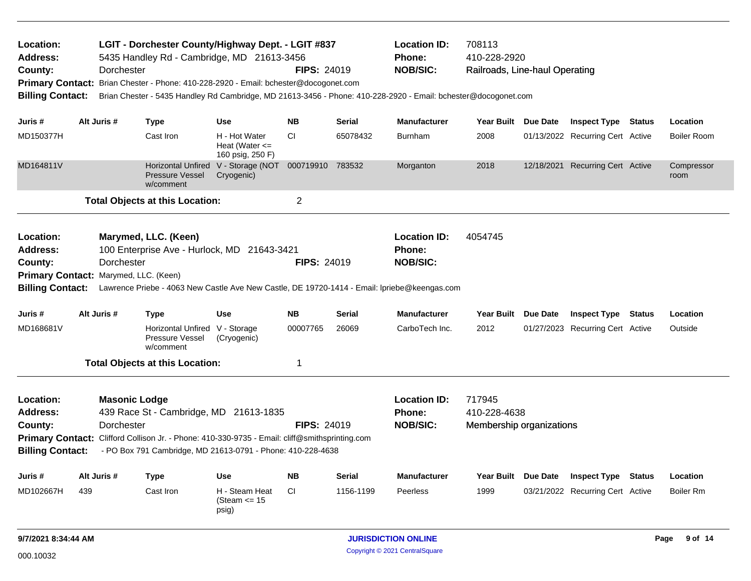**Location:** LGIT - Dorchester County/Highway Dept. - LGIT #837
**Location ID:** 708113
**Address:** 5435 Handley Rd - Cambridge, MD 21613-3456
**Phone:** 410-228-2920
**County:** Dorchester
**FIPS:** 24019
**NOB/SIC:** Railroads, Line-haul Operating
**Primary Contact:** Brian Chester - Phone: 410-228-2920 - Email: bchester@docogonet.com
**Billing Contact:** Brian Chester - 5435 Handley Rd Cambridge, MD 21613-3456 - Phone: 410-228-2920 - Email: bchester@docogonet.com

| Juris # | Alt Juris # | Type | Use | NB | Serial | Manufacturer | Year Built | Due Date | Inspect Type | Status | Location |
|---|---|---|---|---|---|---|---|---|---|---|---|
| MD150377H | | Cast Iron | H - Hot Water Heat (Water <= 160 psig, 250 F) | CI | 65078432 | Burnham | 2008 | 01/13/2022 | Recurring Cert | Active | Boiler Room |
| MD164811V | | Horizontal Unfired Pressure Vessel w/comment | V - Storage (NOT Cryogenic) | 000719910 | 783532 | Morganton | 2018 | 12/18/2021 | Recurring Cert | Active | Compressor room |

**Total Objects at this Location:** 2

---

**Location:** Marymed, LLC. (Keen)
**Location ID:** 4054745
**Address:** 100 Enterprise Ave - Hurlock, MD 21643-3421
**Phone:**
**County:** Dorchester
**FIPS:** 24019
**NOB/SIC:**
**Primary Contact:** Marymed, LLC. (Keen)
**Billing Contact:** Lawrence Priebe - 4063 New Castle Ave New Castle, DE 19720-1414 - Email: lpriebe@keengas.com

| Juris # | Alt Juris # | Type | Use | NB | Serial | Manufacturer | Year Built | Due Date | Inspect Type | Status | Location |
|---|---|---|---|---|---|---|---|---|---|---|---|
| MD168681V | | Horizontal Unfired Pressure Vessel w/comment | V - Storage (Cryogenic) | 00007765 | 26069 | CarboTech Inc. | 2012 | 01/27/2023 | Recurring Cert | Active | Outside |

**Total Objects at this Location:** 1

---

**Location:** Masonic Lodge
**Location ID:** 717945
**Address:** 439 Race St - Cambridge, MD 21613-1835
**Phone:** 410-228-4638
**County:** Dorchester
**FIPS:** 24019
**NOB/SIC:** Membership organizations
**Primary Contact:** Clifford Collison Jr. - Phone: 410-330-9735 - Email: cliff@smithsprinting.com
**Billing Contact:** - PO Box 791 Cambridge, MD 21613-0791 - Phone: 410-228-4638

| Juris # | Alt Juris # | Type | Use | NB | Serial | Manufacturer | Year Built | Due Date | Inspect Type | Status | Location |
|---|---|---|---|---|---|---|---|---|---|---|---|
| MD102667H | 439 | Cast Iron | H - Steam Heat (Steam <= 15 psig) | CI | 1156-1199 | Peerless | 1999 | 03/21/2022 | Recurring Cert | Active | Boiler Rm |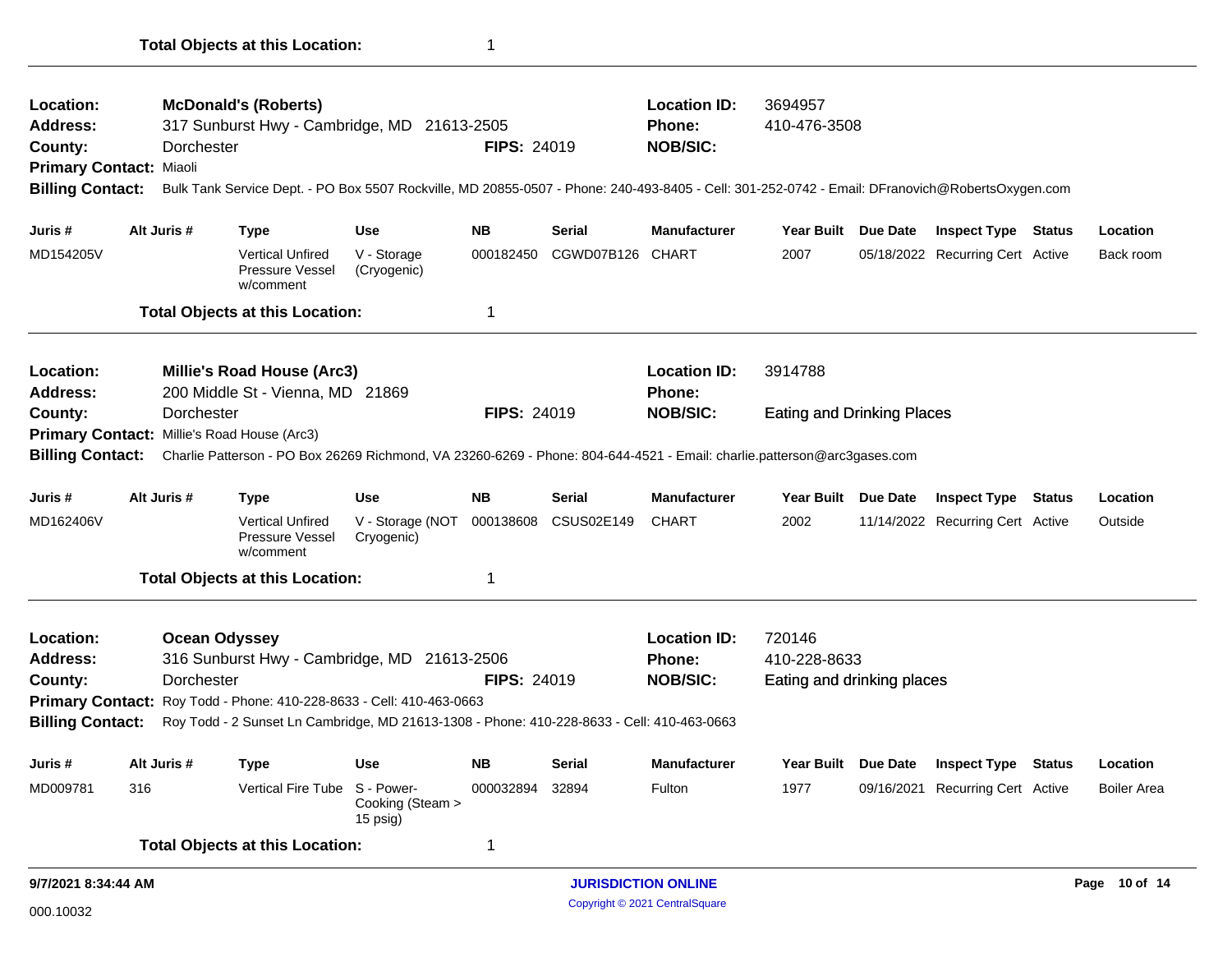**Total Objects at this Location:** 1

---

| | | | |
|---|---|---|---|
| **Location:** | **McDonald's (Roberts)** | **Location ID:** | 3694957 |
| **Address:** | 317 Sunburst Hwy - Cambridge, MD 21613-2505 | **Phone:** | 410-476-3508 |
| **County:** | Dorchester  **FIPS:** 24019 | **NOB/SIC:** | |
| **Primary Contact:** | Miaoli | | |
| **Billing Contact:** | Bulk Tank Service Dept. - PO Box 5507 Rockville, MD 20855-0507 - Phone: 240-493-8405 - Cell: 301-252-0742 - Email: DFranovich@RobertsOxygen.com | | |

| Juris # | Alt Juris # | Type | Use | NB | Serial | Manufacturer | Year Built | Due Date | Inspect Type | Status | Location |
|---|---|---|---|---|---|---|---|---|---|---|---|
| MD154205V | | Vertical Unfired Pressure Vessel w/comment | V - Storage (Cryogenic) | 000182450 | CGWD07B126 | CHART | 2007 | 05/18/2022 | Recurring Cert | Active | Back room |

**Total Objects at this Location:** 1

---

| | | | |
|---|---|---|---|
| **Location:** | **Millie's Road House (Arc3)** | **Location ID:** | 3914788 |
| **Address:** | 200 Middle St - Vienna, MD 21869 | **Phone:** | |
| **County:** | Dorchester  **FIPS:** 24019 | **NOB/SIC:** | Eating and Drinking Places |
| **Primary Contact:** | Millie's Road House (Arc3) | | |
| **Billing Contact:** | Charlie Patterson - PO Box 26269 Richmond, VA 23260-6269 - Phone: 804-644-4521 - Email: charlie.patterson@arc3gases.com | | |

| Juris # | Alt Juris # | Type | Use | NB | Serial | Manufacturer | Year Built | Due Date | Inspect Type | Status | Location |
|---|---|---|---|---|---|---|---|---|---|---|---|
| MD162406V | | Vertical Unfired Pressure Vessel w/comment | V - Storage (NOT Cryogenic) | 000138608 | CSUS02E149 | CHART | 2002 | 11/14/2022 | Recurring Cert | Active | Outside |

**Total Objects at this Location:** 1

---

| | | | |
|---|---|---|---|
| **Location:** | **Ocean Odyssey** | **Location ID:** | 720146 |
| **Address:** | 316 Sunburst Hwy - Cambridge, MD 21613-2506 | **Phone:** | 410-228-8633 |
| **County:** | Dorchester  **FIPS:** 24019 | **NOB/SIC:** | Eating and drinking places |
| **Primary Contact:** | Roy Todd - Phone: 410-228-8633 - Cell: 410-463-0663 | | |
| **Billing Contact:** | Roy Todd - 2 Sunset Ln Cambridge, MD 21613-1308 - Phone: 410-228-8633 - Cell: 410-463-0663 | | |

| Juris # | Alt Juris # | Type | Use | NB | Serial | Manufacturer | Year Built | Due Date | Inspect Type | Status | Location |
|---|---|---|---|---|---|---|---|---|---|---|---|
| MD009781 | 316 | Vertical Fire Tube | S - Power-Cooking (Steam > 15 psig) | 000032894 | 32894 | Fulton | 1977 | 09/16/2021 | Recurring Cert | Active | Boiler Area |

**Total Objects at this Location:** 1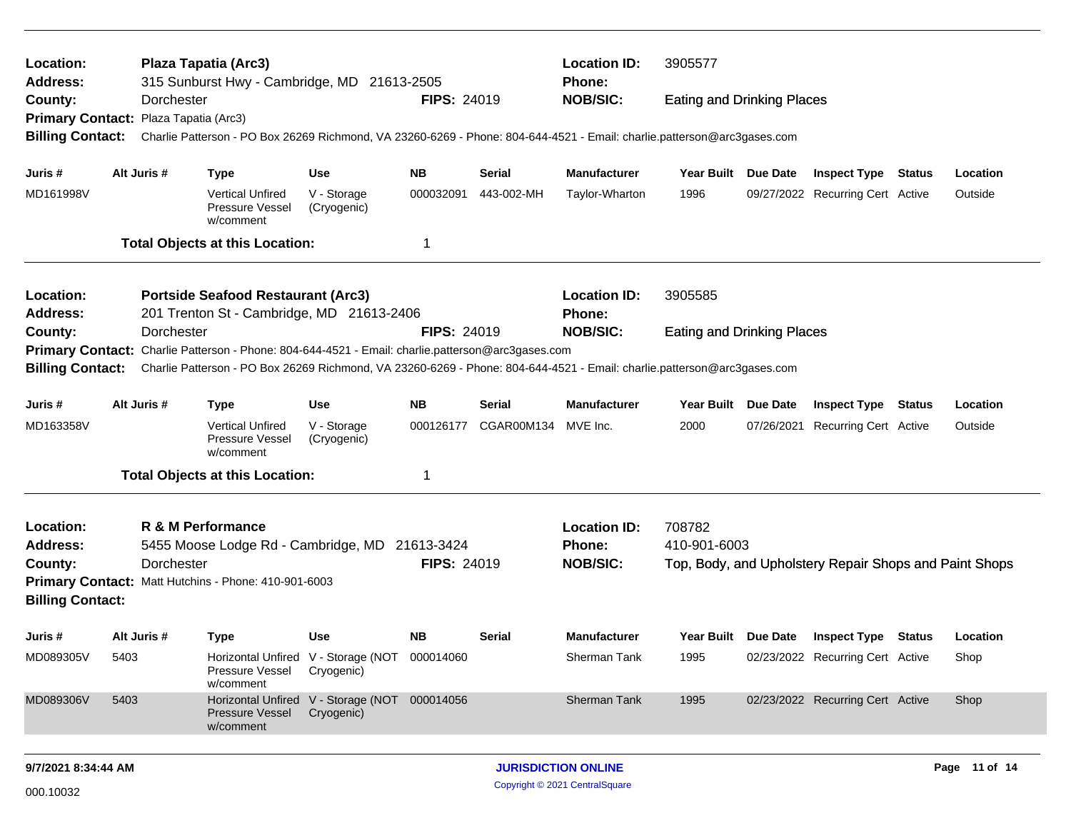**Location:** **Plaza Tapatia (Arc3)** | **Location ID:** 3905577
**Address:** 315 Sunburst Hwy - Cambridge, MD 21613-2505 | **Phone:**
**County:** Dorchester | **FIPS:** 24019 | **NOB/SIC:** Eating and Drinking Places
**Primary Contact:** Plaza Tapatia (Arc3)
**Billing Contact:** Charlie Patterson - PO Box 26269 Richmond, VA 23260-6269 - Phone: 804-644-4521 - Email: charlie.patterson@arc3gases.com

| Juris # | Alt Juris # | Type | Use | NB | Serial | Manufacturer | Year Built | Due Date | Inspect Type | Status | Location |
|---|---|---|---|---|---|---|---|---|---|---|---|
| MD161998V | | Vertical Unfired Pressure Vessel w/comment | V - Storage (Cryogenic) | 000032091 | 443-002-MH | Taylor-Wharton | 1996 | 09/27/2022 | Recurring Cert | Active | Outside |

**Total Objects at this Location:** 1

---

**Location:** **Portside Seafood Restaurant (Arc3)** | **Location ID:** 3905585
**Address:** 201 Trenton St - Cambridge, MD 21613-2406 | **Phone:**
**County:** Dorchester | **FIPS:** 24019 | **NOB/SIC:** Eating and Drinking Places
**Primary Contact:** Charlie Patterson - Phone: 804-644-4521 - Email: charlie.patterson@arc3gases.com
**Billing Contact:** Charlie Patterson - PO Box 26269 Richmond, VA 23260-6269 - Phone: 804-644-4521 - Email: charlie.patterson@arc3gases.com

| Juris # | Alt Juris # | Type | Use | NB | Serial | Manufacturer | Year Built | Due Date | Inspect Type | Status | Location |
|---|---|---|---|---|---|---|---|---|---|---|---|
| MD163358V | | Vertical Unfired Pressure Vessel w/comment | V - Storage (Cryogenic) | 000126177 | CGAR00M134 | MVE Inc. | 2000 | 07/26/2021 | Recurring Cert | Active | Outside |

**Total Objects at this Location:** 1

---

**Location:** **R & M Performance** | **Location ID:** 708782
**Address:** 5455 Moose Lodge Rd - Cambridge, MD 21613-3424 | **Phone:** 410-901-6003
**County:** Dorchester | **FIPS:** 24019 | **NOB/SIC:** Top, Body, and Upholstery Repair Shops and Paint Shops
**Primary Contact:** Matt Hutchins - Phone: 410-901-6003
**Billing Contact:**

| Juris # | Alt Juris # | Type | Use | NB | Serial | Manufacturer | Year Built | Due Date | Inspect Type | Status | Location |
|---|---|---|---|---|---|---|---|---|---|---|---|
| MD089305V | 5403 | Horizontal Unfired Pressure Vessel w/comment | V - Storage (NOT Cryogenic) | 000014060 | | Sherman Tank | 1995 | 02/23/2022 | Recurring Cert | Active | Shop |
| MD089306V | 5403 | Horizontal Unfired Pressure Vessel w/comment | V - Storage (NOT Cryogenic) | 000014056 | | Sherman Tank | 1995 | 02/23/2022 | Recurring Cert | Active | Shop |

9/7/2021 8:34:44 AM
000.10032
JURISDICTION ONLINE
Copyright © 2021 CentralSquare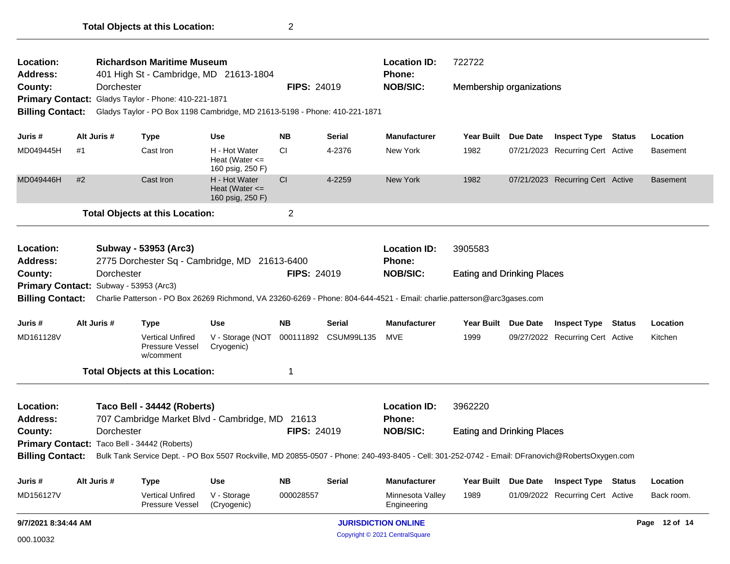**Total Objects at this Location:** 2

---

**Location:** Richardson Maritime Museum
**Location ID:** 722722
**Address:** 401 High St - Cambridge, MD 21613-1804
**Phone:**
**County:** Dorchester
**FIPS:** 24019
**NOB/SIC:** Membership organizations
**Primary Contact:** Gladys Taylor - Phone: 410-221-1871
**Billing Contact:** Gladys Taylor - PO Box 1198 Cambridge, MD 21613-5198 - Phone: 410-221-1871

| Juris # | Alt Juris # | Type | Use | NB | Serial | Manufacturer | Year Built | Due Date | Inspect Type | Status | Location |
|---|---|---|---|---|---|---|---|---|---|---|---|
| MD049445H | #1 | Cast Iron | H - Hot Water Heat (Water <= 160 psig, 250 F) | CI | 4-2376 | New York | 1982 | 07/21/2023 | Recurring Cert | Active | Basement |
| MD049446H | #2 | Cast Iron | H - Hot Water Heat (Water <= 160 psig, 250 F) | CI | 4-2259 | New York | 1982 | 07/21/2023 | Recurring Cert | Active | Basement |

**Total Objects at this Location:** 2

---

**Location:** Subway - 53953 (Arc3)
**Location ID:** 3905583
**Address:** 2775 Dorchester Sq - Cambridge, MD 21613-6400
**Phone:**
**County:** Dorchester
**FIPS:** 24019
**NOB/SIC:** Eating and Drinking Places
**Primary Contact:** Subway - 53953 (Arc3)
**Billing Contact:** Charlie Patterson - PO Box 26269 Richmond, VA 23260-6269 - Phone: 804-644-4521 - Email: charlie.patterson@arc3gases.com

| Juris # | Alt Juris # | Type | Use | NB | Serial | Manufacturer | Year Built | Due Date | Inspect Type | Status | Location |
|---|---|---|---|---|---|---|---|---|---|---|---|
| MD161128V | | Vertical Unfired Pressure Vessel w/comment | V - Storage (NOT Cryogenic) | 000111892 | CSUM99L135 | MVE | 1999 | 09/27/2022 | Recurring Cert | Active | Kitchen |

**Total Objects at this Location:** 1

---

**Location:** Taco Bell - 34442 (Roberts)
**Location ID:** 3962220
**Address:** 707 Cambridge Market Blvd - Cambridge, MD 21613
**Phone:**
**County:** Dorchester
**FIPS:** 24019
**NOB/SIC:** Eating and Drinking Places
**Primary Contact:** Taco Bell - 34442 (Roberts)
**Billing Contact:** Bulk Tank Service Dept. - PO Box 5507 Rockville, MD 20855-0507 - Phone: 240-493-8405 - Cell: 301-252-0742 - Email: DFranovich@RobertsOxygen.com

| Juris # | Alt Juris # | Type | Use | NB | Serial | Manufacturer | Year Built | Due Date | Inspect Type | Status | Location |
|---|---|---|---|---|---|---|---|---|---|---|---|
| MD156127V | | Vertical Unfired Pressure Vessel | V - Storage (Cryogenic) | 000028557 | | Minnesota Valley Engineering | 1989 | 01/09/2022 | Recurring Cert | Active | Back room. |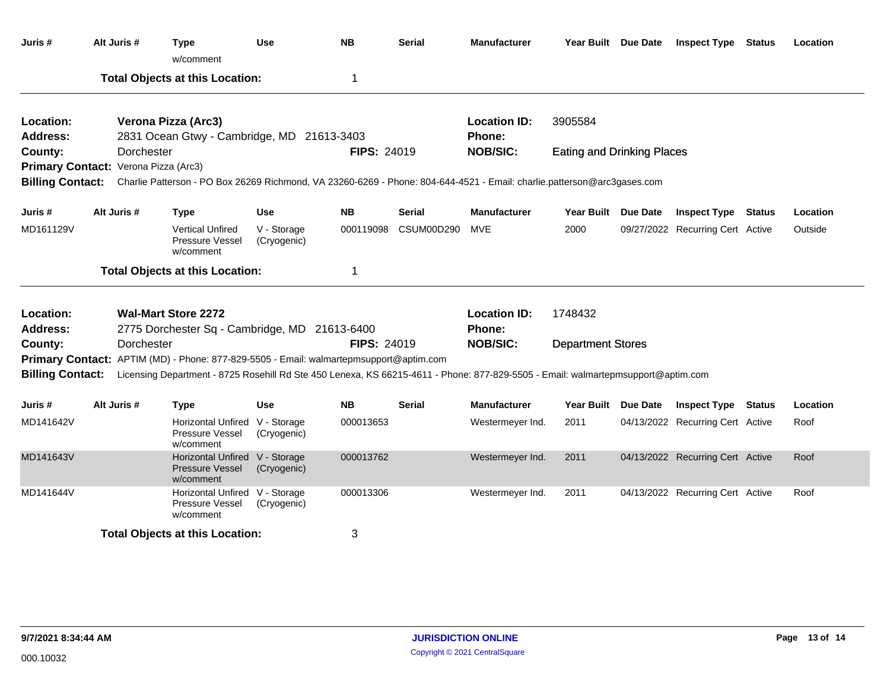| Juris # | Alt Juris # | Type | Use | NB | Serial | Manufacturer | Year Built | Due Date | Inspect Type | Status | Location |
|---|---|---|---|---|---|---|---|---|---|---|---|
| | | w/comment | | | | | | | | | |

**Total Objects at this Location:** 1

---

**Location:** Verona Pizza (Arc3)
**Location ID:** 3905584
**Address:** 2831 Ocean Gtwy - Cambridge, MD 21613-3403
**Phone:**
**County:** Dorchester
**FIPS:** 24019
**NOB/SIC:** Eating and Drinking Places
**Primary Contact:** Verona Pizza (Arc3)
**Billing Contact:** Charlie Patterson - PO Box 26269 Richmond, VA 23260-6269 - Phone: 804-644-4521 - Email: charlie.patterson@arc3gases.com

| Juris # | Alt Juris # | Type | Use | NB | Serial | Manufacturer | Year Built | Due Date | Inspect Type | Status | Location |
|---|---|---|---|---|---|---|---|---|---|---|---|
| MD161129V | | Vertical Unfired Pressure Vessel w/comment | V - Storage (Cryogenic) | 000119098 | CSUM00D290 | MVE | 2000 | 09/27/2022 | Recurring Cert | Active | Outside |

**Total Objects at this Location:** 1

---

**Location:** Wal-Mart Store 2272
**Location ID:** 1748432
**Address:** 2775 Dorchester Sq - Cambridge, MD 21613-6400
**Phone:**
**County:** Dorchester
**FIPS:** 24019
**NOB/SIC:** Department Stores
**Primary Contact:** APTIM (MD) - Phone: 877-829-5505 - Email: walmartepmsupport@aptim.com
**Billing Contact:** Licensing Department - 8725 Rosehill Rd Ste 450 Lenexa, KS 66215-4611 - Phone: 877-829-5505 - Email: walmartepmsupport@aptim.com

| Juris # | Alt Juris # | Type | Use | NB | Serial | Manufacturer | Year Built | Due Date | Inspect Type | Status | Location |
|---|---|---|---|---|---|---|---|---|---|---|---|
| MD141642V | | Horizontal Unfired Pressure Vessel w/comment | V - Storage (Cryogenic) | 000013653 | | Westermeyer Ind. | 2011 | 04/13/2022 | Recurring Cert | Active | Roof |
| MD141643V | | Horizontal Unfired Pressure Vessel w/comment | V - Storage (Cryogenic) | 000013762 | | Westermeyer Ind. | 2011 | 04/13/2022 | Recurring Cert | Active | Roof |
| MD141644V | | Horizontal Unfired Pressure Vessel w/comment | V - Storage (Cryogenic) | 000013306 | | Westermeyer Ind. | 2011 | 04/13/2022 | Recurring Cert | Active | Roof |

**Total Objects at this Location:** 3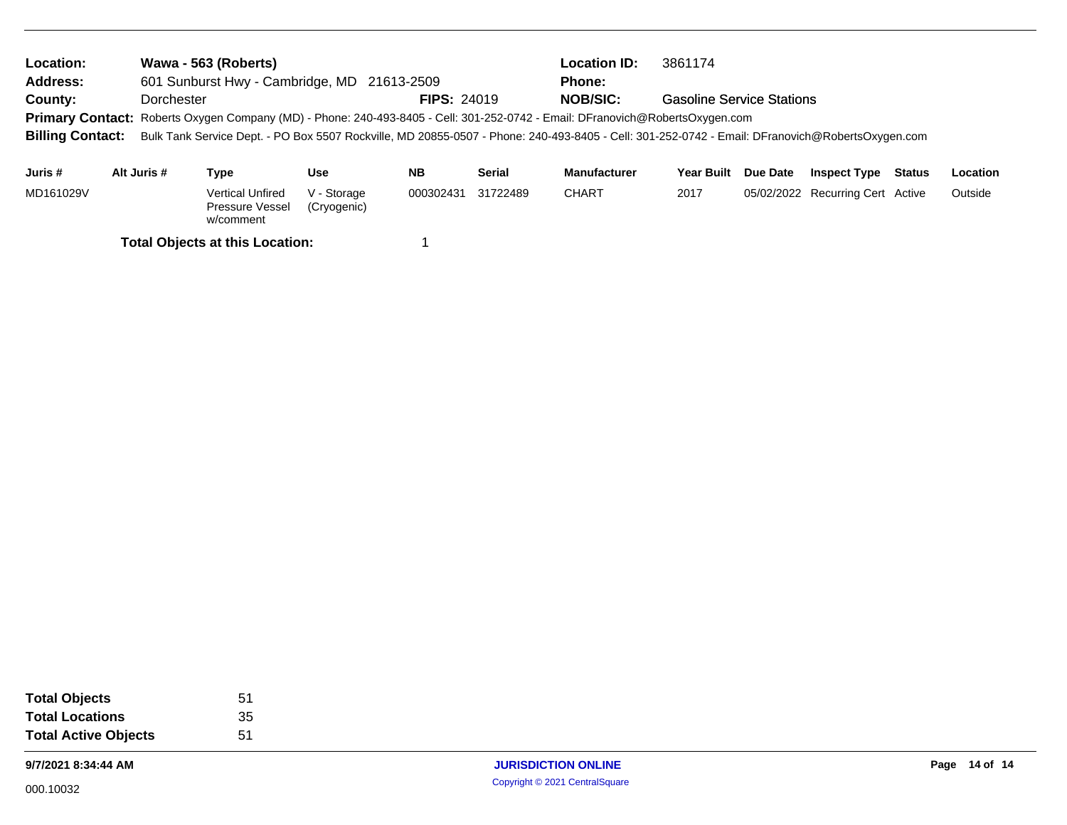**Location:** **Wawa - 563 (Roberts)** **Location ID:** 3861174
**Address:** 601 Sunburst Hwy - Cambridge, MD 21613-2509 **Phone:**
**County:** Dorchester **FIPS:** 24019 **NOB/SIC:** Gasoline Service Stations
**Primary Contact:** Roberts Oxygen Company (MD) - Phone: 240-493-8405 - Cell: 301-252-0742 - Email: DFranovich@RobertsOxygen.com
**Billing Contact:** Bulk Tank Service Dept. - PO Box 5507 Rockville, MD 20855-0507 - Phone: 240-493-8405 - Cell: 301-252-0742 - Email: DFranovich@RobertsOxygen.com

| Juris # | Alt Juris # | Type | Use | NB | Serial | Manufacturer | Year Built | Due Date | Inspect Type | Status | Location |
|---|---|---|---|---|---|---|---|---|---|---|---|
| MD161029V | | Vertical Unfired Pressure Vessel w/comment | V - Storage (Cryogenic) | 000302431 | 31722489 | CHART | 2017 | 05/02/2022 | Recurring Cert | Active | Outside |

**Total Objects at this Location:** 1

| | |
|---|---|
| **Total Objects** | 51 |
| **Total Locations** | 35 |
| **Total Active Objects** | 51 |

**9/7/2021 8:34:44 AM**

**JURISDICTION ONLINE**

Copyright © 2021 CentralSquare

000.10032